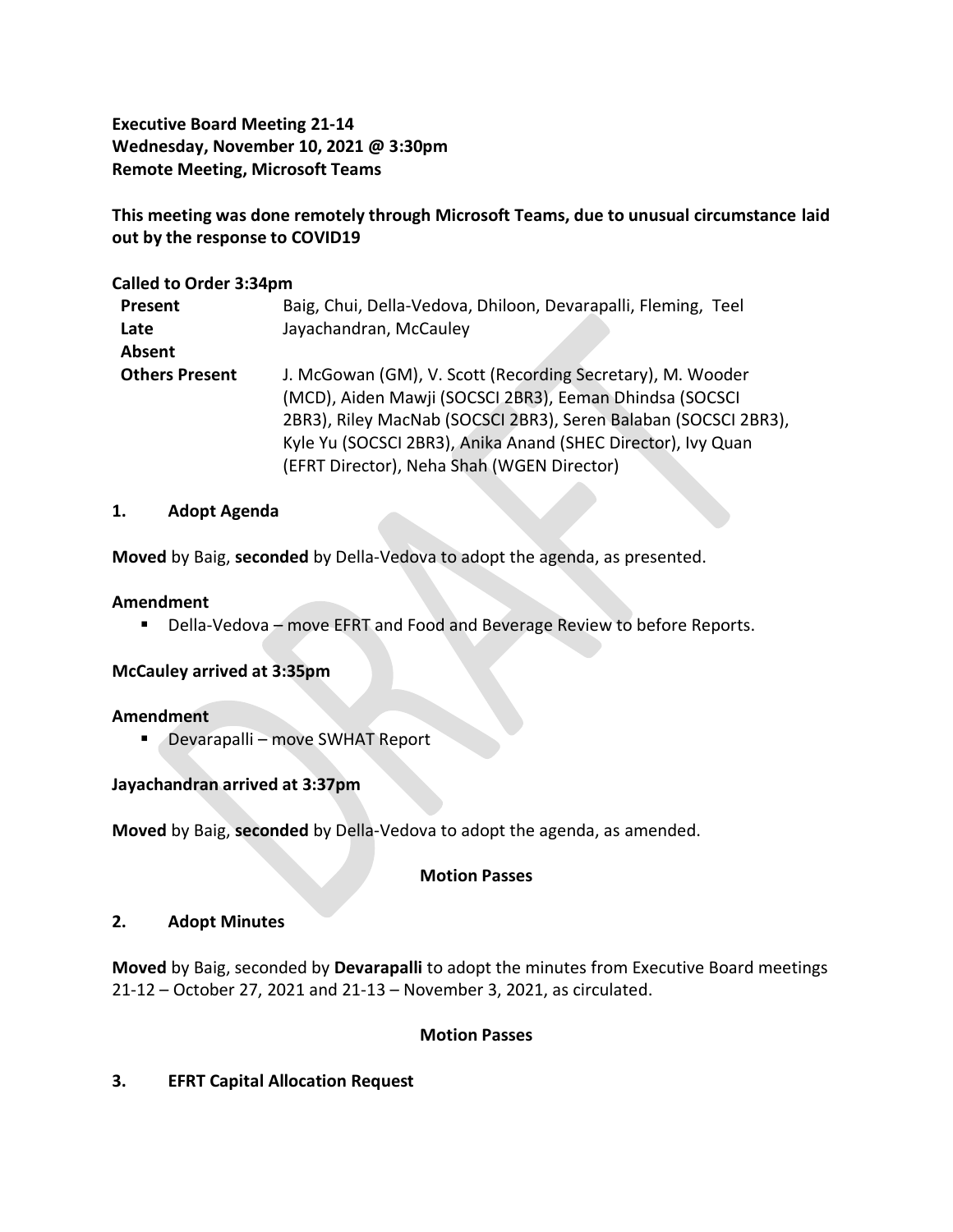**Executive Board Meeting 21-14**
**Wednesday, November 10, 2021 @ 3:30pm**
**Remote Meeting, Microsoft Teams**

**This meeting was done remotely through Microsoft Teams, due to unusual circumstance laid out by the response to COVID19**

**Called to Order 3:34pm**

| | |
|---|---|
| **Present** | Baig, Chui, Della-Vedova, Dhiloon, Devarapalli, Fleming, Teel |
| **Late** | Jayachandran, McCauley |
| **Absent** | |
| **Others Present** | J. McGowan (GM), V. Scott (Recording Secretary), M. Wooder (MCD), Aiden Mawji (SOCSCI 2BR3), Eeman Dhindsa (SOCSCI 2BR3), Riley MacNab (SOCSCI 2BR3), Seren Balaban (SOCSCI 2BR3), Kyle Yu (SOCSCI 2BR3), Anika Anand (SHEC Director), Ivy Quan (EFRT Director), Neha Shah (WGEN Director) |

## 1. Adopt Agenda

**Moved** by Baig, **seconded** by Della-Vedova to adopt the agenda, as presented.

**Amendment**

- Della-Vedova – move EFRT and Food and Beverage Review to before Reports.

**McCauley arrived at 3:35pm**

**Amendment**

- Devarapalli – move SWHAT Report

**Jayachandran arrived at 3:37pm**

**Moved** by Baig, **seconded** by Della-Vedova to adopt the agenda, as amended.

**Motion Passes**

## 2. Adopt Minutes

**Moved** by Baig, seconded by **Devarapalli** to adopt the minutes from Executive Board meetings 21-12 – October 27, 2021 and 21-13 – November 3, 2021, as circulated.

**Motion Passes**

## 3. EFRT Capital Allocation Request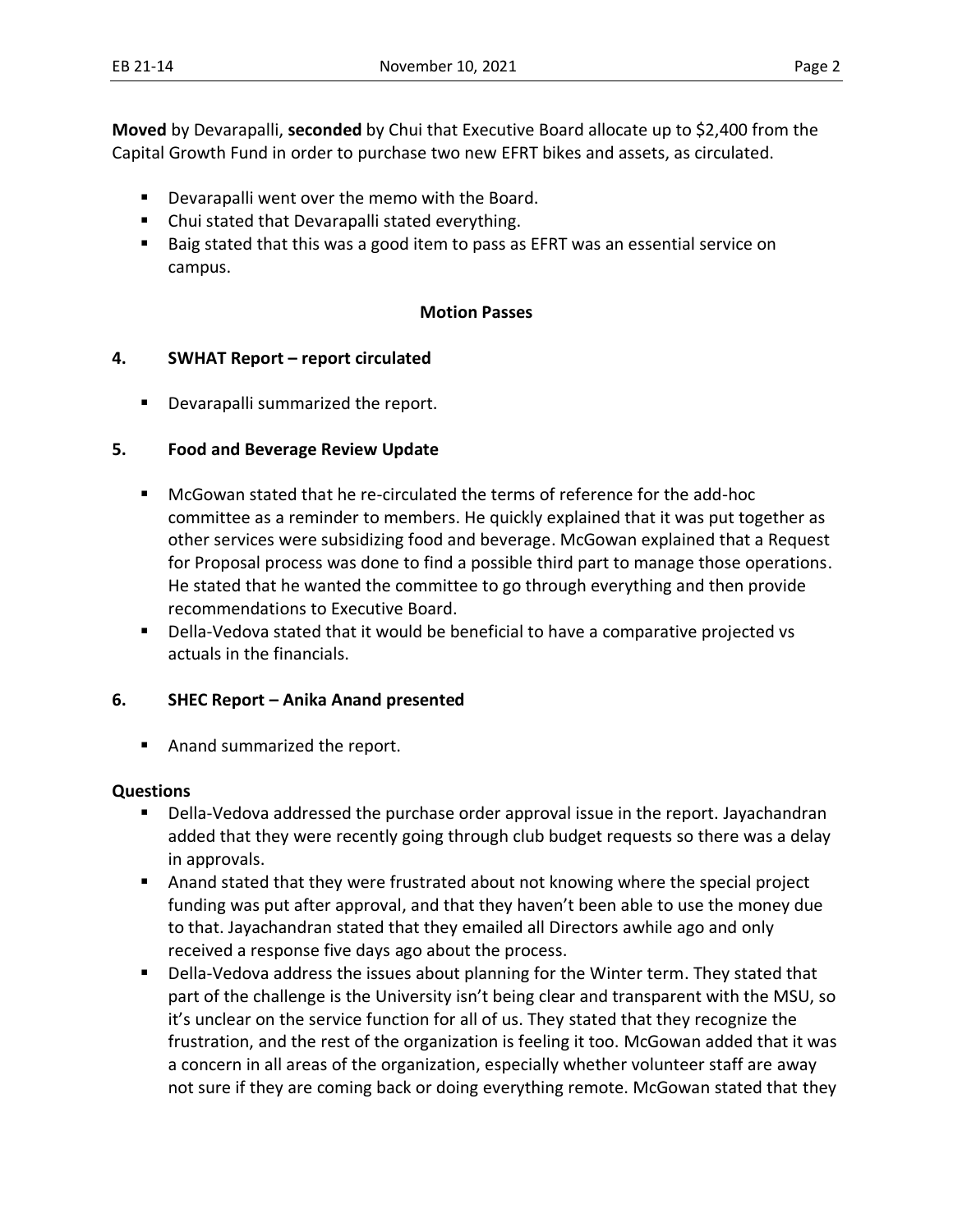**Moved** by Devarapalli, **seconded** by Chui that Executive Board allocate up to $2,400 from the Capital Growth Fund in order to purchase two new EFRT bikes and assets, as circulated.

- Devarapalli went over the memo with the Board.
- Chui stated that Devarapalli stated everything.
- Baig stated that this was a good item to pass as EFRT was an essential service on campus.

**Motion Passes**

## 4. SWHAT Report – report circulated

- Devarapalli summarized the report.

## 5. Food and Beverage Review Update

- McGowan stated that he re-circulated the terms of reference for the add-hoc committee as a reminder to members. He quickly explained that it was put together as other services were subsidizing food and beverage. McGowan explained that a Request for Proposal process was done to find a possible third part to manage those operations. He stated that he wanted the committee to go through everything and then provide recommendations to Executive Board.
- Della-Vedova stated that it would be beneficial to have a comparative projected vs actuals in the financials.

## 6. SHEC Report – Anika Anand presented

- Anand summarized the report.

**Questions**

- Della-Vedova addressed the purchase order approval issue in the report. Jayachandran added that they were recently going through club budget requests so there was a delay in approvals.
- Anand stated that they were frustrated about not knowing where the special project funding was put after approval, and that they haven't been able to use the money due to that. Jayachandran stated that they emailed all Directors awhile ago and only received a response five days ago about the process.
- Della-Vedova address the issues about planning for the Winter term. They stated that part of the challenge is the University isn't being clear and transparent with the MSU, so it's unclear on the service function for all of us. They stated that they recognize the frustration, and the rest of the organization is feeling it too. McGowan added that it was a concern in all areas of the organization, especially whether volunteer staff are away not sure if they are coming back or doing everything remote. McGowan stated that they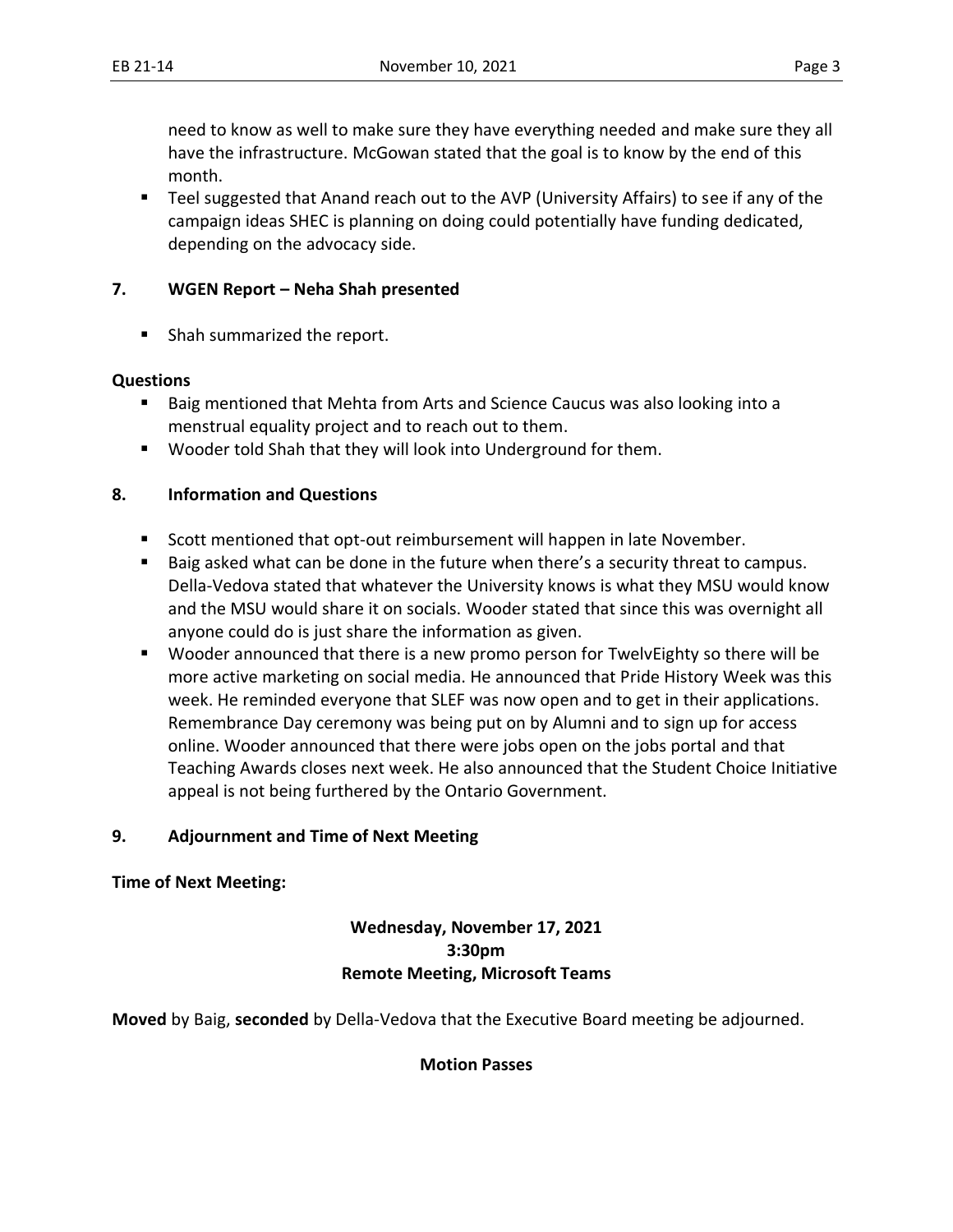need to know as well to make sure they have everything needed and make sure they all have the infrastructure. McGowan stated that the goal is to know by the end of this month.

- Teel suggested that Anand reach out to the AVP (University Affairs) to see if any of the campaign ideas SHEC is planning on doing could potentially have funding dedicated, depending on the advocacy side.

## 7. WGEN Report – Neha Shah presented

- Shah summarized the report.

**Questions**

- Baig mentioned that Mehta from Arts and Science Caucus was also looking into a menstrual equality project and to reach out to them.
- Wooder told Shah that they will look into Underground for them.

## 8. Information and Questions

- Scott mentioned that opt-out reimbursement will happen in late November.
- Baig asked what can be done in the future when there's a security threat to campus. Della-Vedova stated that whatever the University knows is what they MSU would know and the MSU would share it on socials. Wooder stated that since this was overnight all anyone could do is just share the information as given.
- Wooder announced that there is a new promo person for TwelvEighty so there will be more active marketing on social media. He announced that Pride History Week was this week. He reminded everyone that SLEF was now open and to get in their applications. Remembrance Day ceremony was being put on by Alumni and to sign up for access online. Wooder announced that there were jobs open on the jobs portal and that Teaching Awards closes next week. He also announced that the Student Choice Initiative appeal is not being furthered by the Ontario Government.

## 9. Adjournment and Time of Next Meeting

**Time of Next Meeting:**

**Wednesday, November 17, 2021**
**3:30pm**
**Remote Meeting, Microsoft Teams**

**Moved** by Baig, **seconded** by Della-Vedova that the Executive Board meeting be adjourned.

**Motion Passes**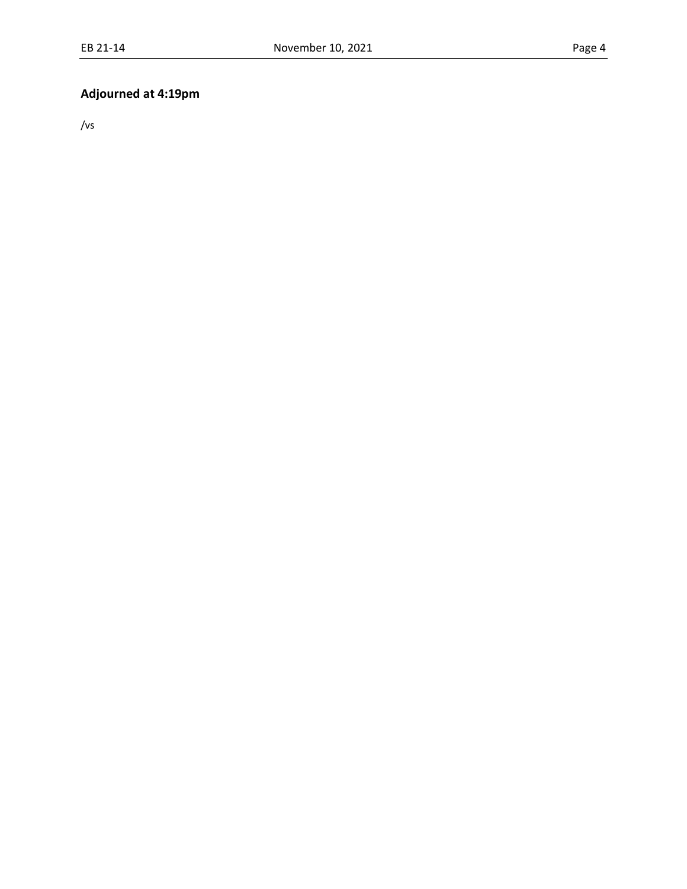**Adjourned at 4:19pm**

/vs